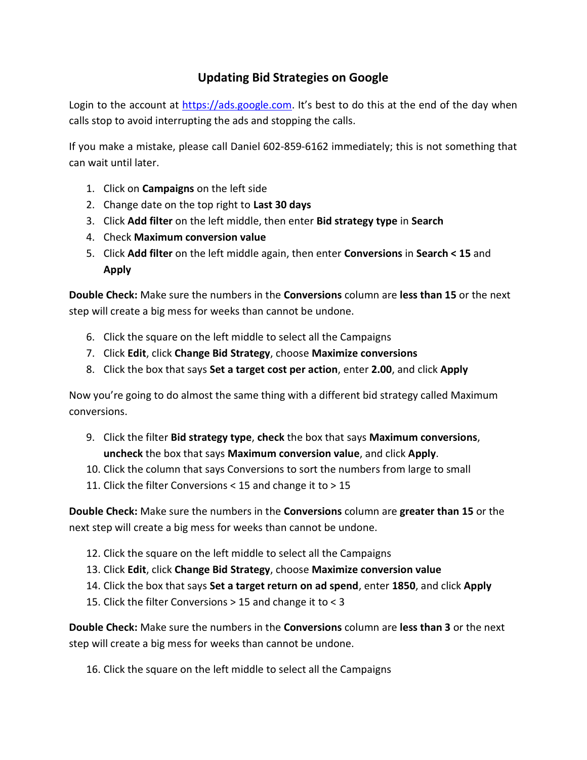# Updating Bid Strategies on Google

Login to the account at https://ads.google.com. It's best to do this at the end of the day when calls stop to avoid interrupting the ads and stopping the calls.

If you make a mistake, please call Daniel 602-859-6162 immediately; this is not something that can wait until later.

1. Click on **Campaigns** on the left side
2. Change date on the top right to **Last 30 days**
3. Click **Add filter** on the left middle, then enter **Bid strategy type** in **Search**
4. Check **Maximum conversion value**
5. Click **Add filter** on the left middle again, then enter **Conversions** in **Search < 15** and **Apply**

**Double Check:** Make sure the numbers in the **Conversions** column are **less than 15** or the next step will create a big mess for weeks than cannot be undone.

6. Click the square on the left middle to select all the Campaigns
7. Click **Edit**, click **Change Bid Strategy**, choose **Maximize conversions**
8. Click the box that says **Set a target cost per action**, enter **2.00**, and click **Apply**

Now you're going to do almost the same thing with a different bid strategy called Maximum conversions.

9. Click the filter **Bid strategy type**, **check** the box that says **Maximum conversions**, **uncheck** the box that says **Maximum conversion value**, and click **Apply**.
10. Click the column that says Conversions to sort the numbers from large to small
11. Click the filter Conversions < 15 and change it to > 15

**Double Check:** Make sure the numbers in the **Conversions** column are **greater than 15** or the next step will create a big mess for weeks than cannot be undone.

12. Click the square on the left middle to select all the Campaigns
13. Click **Edit**, click **Change Bid Strategy**, choose **Maximize conversion value**
14. Click the box that says **Set a target return on ad spend**, enter **1850**, and click **Apply**
15. Click the filter Conversions > 15 and change it to < 3

**Double Check:** Make sure the numbers in the **Conversions** column are **less than 3** or the next step will create a big mess for weeks than cannot be undone.

16. Click the square on the left middle to select all the Campaigns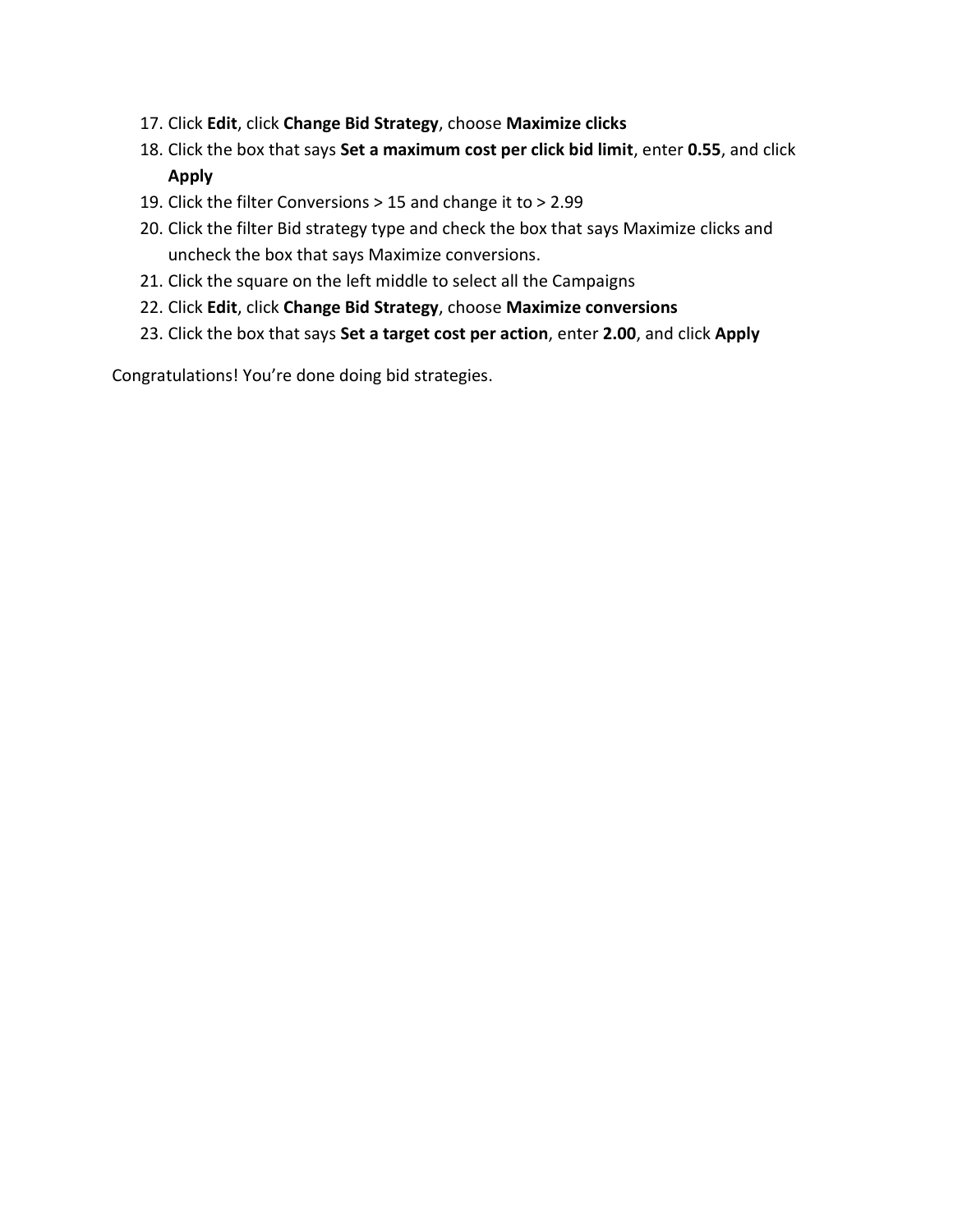17. Click **Edit**, click **Change Bid Strategy**, choose **Maximize clicks**
18. Click the box that says **Set a maximum cost per click bid limit**, enter **0.55**, and click **Apply**
19. Click the filter Conversions > 15 and change it to > 2.99
20. Click the filter Bid strategy type and check the box that says Maximize clicks and uncheck the box that says Maximize conversions.
21. Click the square on the left middle to select all the Campaigns
22. Click **Edit**, click **Change Bid Strategy**, choose **Maximize conversions**
23. Click the box that says **Set a target cost per action**, enter **2.00**, and click **Apply**

Congratulations! You're done doing bid strategies.